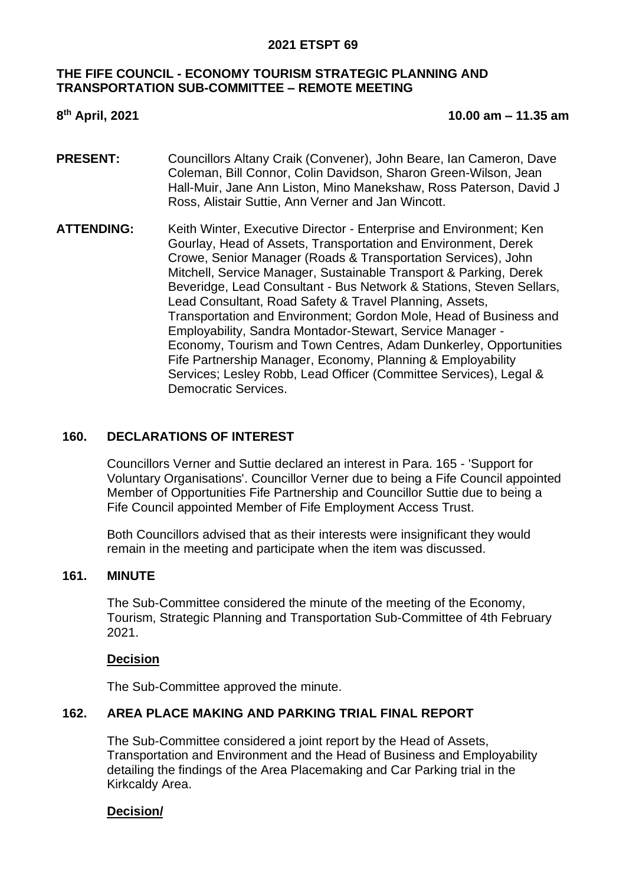**2021 ETSPT 69**

# THE FIFE COUNCIL - ECONOMY TOURISM STRATEGIC PLANNING AND TRANSPORTATION SUB-COMMITTEE – REMOTE MEETING

**8th April, 2021** **10.00 am – 11.35 am**

**PRESENT:** Councillors Altany Craik (Convener), John Beare, Ian Cameron, Dave Coleman, Bill Connor, Colin Davidson, Sharon Green-Wilson, Jean Hall-Muir, Jane Ann Liston, Mino Manekshaw, Ross Paterson, David J Ross, Alistair Suttie, Ann Verner and Jan Wincott.

**ATTENDING:** Keith Winter, Executive Director - Enterprise and Environment; Ken Gourlay, Head of Assets, Transportation and Environment, Derek Crowe, Senior Manager (Roads & Transportation Services), John Mitchell, Service Manager, Sustainable Transport & Parking, Derek Beveridge, Lead Consultant - Bus Network & Stations, Steven Sellars, Lead Consultant, Road Safety & Travel Planning, Assets, Transportation and Environment; Gordon Mole, Head of Business and Employability, Sandra Montador-Stewart, Service Manager - Economy, Tourism and Town Centres, Adam Dunkerley, Opportunities Fife Partnership Manager, Economy, Planning & Employability Services; Lesley Robb, Lead Officer (Committee Services), Legal & Democratic Services.

## 160. DECLARATIONS OF INTEREST

Councillors Verner and Suttie declared an interest in Para. 165 - 'Support for Voluntary Organisations'. Councillor Verner due to being a Fife Council appointed Member of Opportunities Fife Partnership and Councillor Suttie due to being a Fife Council appointed Member of Fife Employment Access Trust.

Both Councillors advised that as their interests were insignificant they would remain in the meeting and participate when the item was discussed.

## 161. MINUTE

The Sub-Committee considered the minute of the meeting of the Economy, Tourism, Strategic Planning and Transportation Sub-Committee of 4th February 2021.

**Decision**

The Sub-Committee approved the minute.

## 162. AREA PLACE MAKING AND PARKING TRIAL FINAL REPORT

The Sub-Committee considered a joint report by the Head of Assets, Transportation and Environment and the Head of Business and Employability detailing the findings of the Area Placemaking and Car Parking trial in the Kirkcaldy Area.

**Decision/**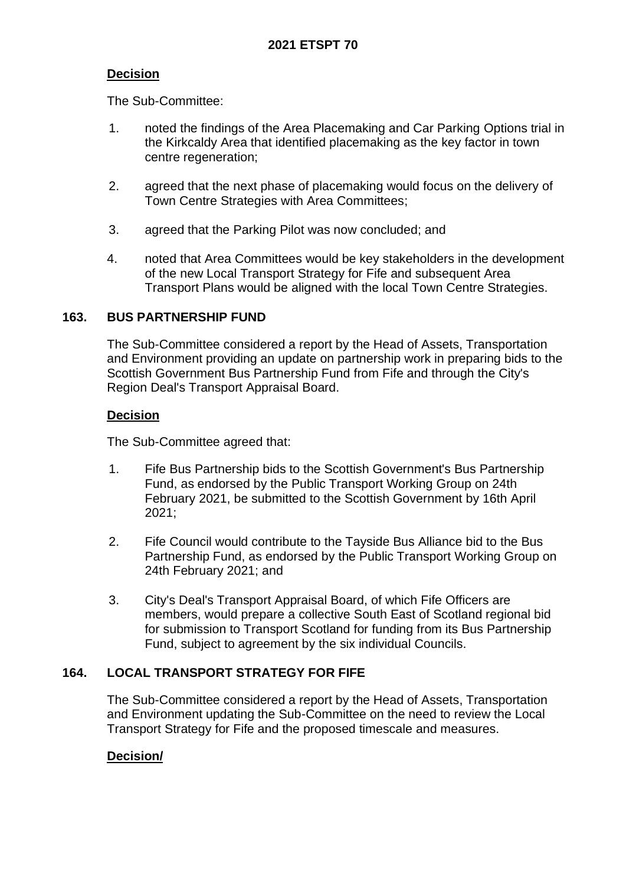**Decision**

The Sub-Committee:

1. noted the findings of the Area Placemaking and Car Parking Options trial in the Kirkcaldy Area that identified placemaking as the key factor in town centre regeneration;

2. agreed that the next phase of placemaking would focus on the delivery of Town Centre Strategies with Area Committees;

3. agreed that the Parking Pilot was now concluded; and

4. noted that Area Committees would be key stakeholders in the development of the new Local Transport Strategy for Fife and subsequent Area Transport Plans would be aligned with the local Town Centre Strategies.

## 163. BUS PARTNERSHIP FUND

The Sub-Committee considered a report by the Head of Assets, Transportation and Environment providing an update on partnership work in preparing bids to the Scottish Government Bus Partnership Fund from Fife and through the City's Region Deal's Transport Appraisal Board.

**Decision**

The Sub-Committee agreed that:

1. Fife Bus Partnership bids to the Scottish Government's Bus Partnership Fund, as endorsed by the Public Transport Working Group on 24th February 2021, be submitted to the Scottish Government by 16th April 2021;

2. Fife Council would contribute to the Tayside Bus Alliance bid to the Bus Partnership Fund, as endorsed by the Public Transport Working Group on 24th February 2021; and

3. City's Deal's Transport Appraisal Board, of which Fife Officers are members, would prepare a collective South East of Scotland regional bid for submission to Transport Scotland for funding from its Bus Partnership Fund, subject to agreement by the six individual Councils.

## 164. LOCAL TRANSPORT STRATEGY FOR FIFE

The Sub-Committee considered a report by the Head of Assets, Transportation and Environment updating the Sub-Committee on the need to review the Local Transport Strategy for Fife and the proposed timescale and measures.

**Decision/**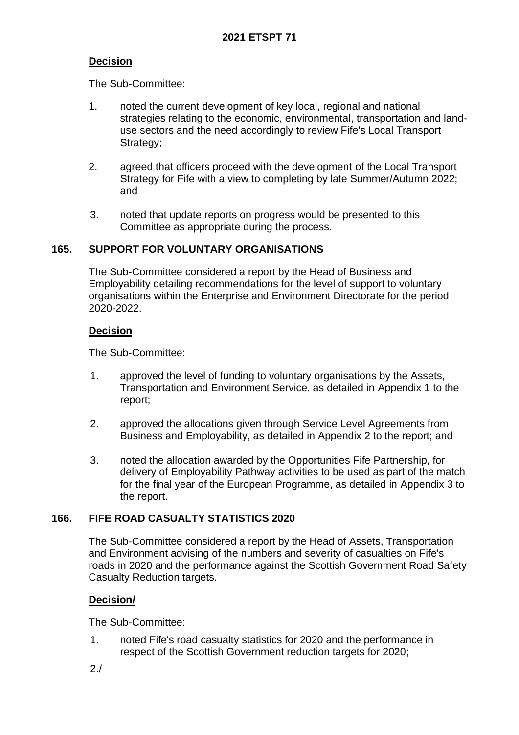**Decision**

The Sub-Committee:

1. noted the current development of key local, regional and national strategies relating to the economic, environmental, transportation and land-use sectors and the need accordingly to review Fife's Local Transport Strategy;

2. agreed that officers proceed with the development of the Local Transport Strategy for Fife with a view to completing by late Summer/Autumn 2022; and

3. noted that update reports on progress would be presented to this Committee as appropriate during the process.

## 165. SUPPORT FOR VOLUNTARY ORGANISATIONS

The Sub-Committee considered a report by the Head of Business and Employability detailing recommendations for the level of support to voluntary organisations within the Enterprise and Environment Directorate for the period 2020-2022.

**Decision**

The Sub-Committee:

1. approved the level of funding to voluntary organisations by the Assets, Transportation and Environment Service, as detailed in Appendix 1 to the report;

2. approved the allocations given through Service Level Agreements from Business and Employability, as detailed in Appendix 2 to the report; and

3. noted the allocation awarded by the Opportunities Fife Partnership, for delivery of Employability Pathway activities to be used as part of the match for the final year of the European Programme, as detailed in Appendix 3 to the report.

## 166. FIFE ROAD CASUALTY STATISTICS 2020

The Sub-Committee considered a report by the Head of Assets, Transportation and Environment advising of the numbers and severity of casualties on Fife's roads in 2020 and the performance against the Scottish Government Road Safety Casualty Reduction targets.

**Decision**

The Sub-Committee:

1. noted Fife's road casualty statistics for 2020 and the performance in respect of the Scottish Government reduction targets for 2020;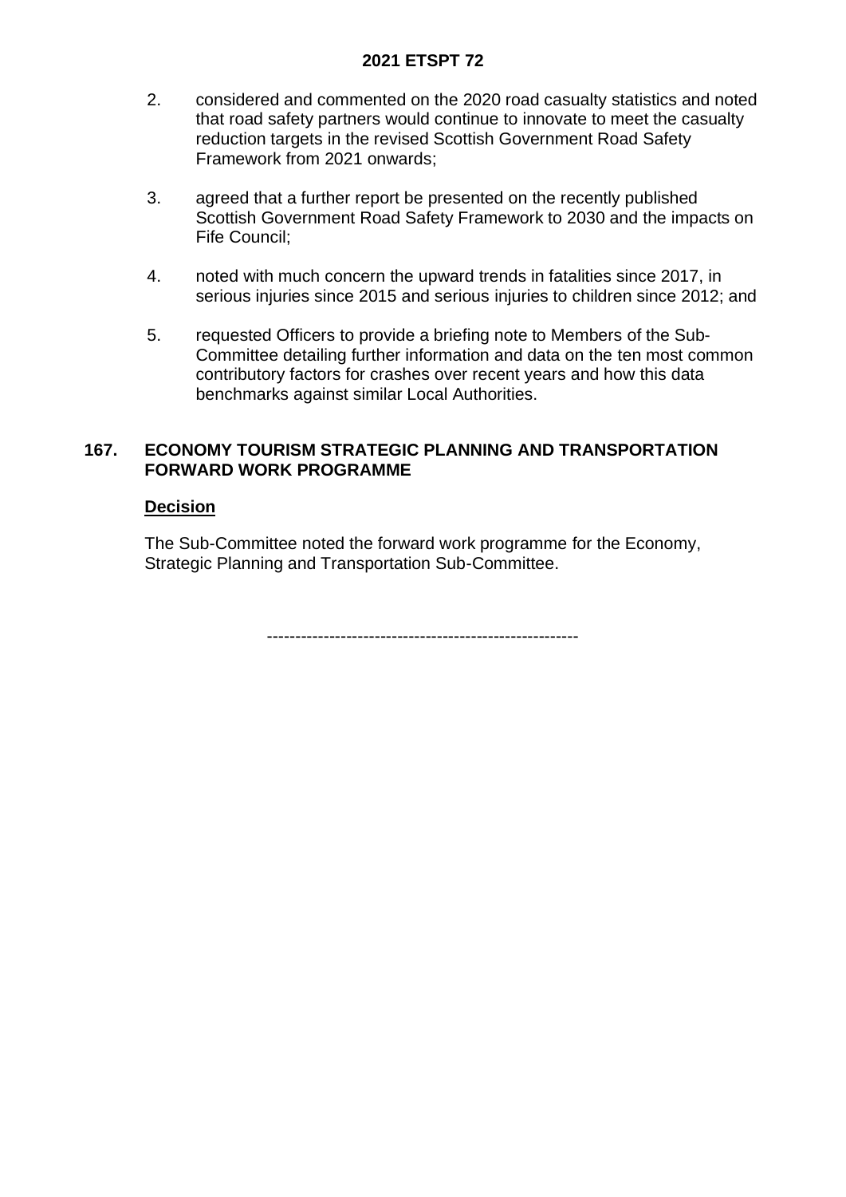2. considered and commented on the 2020 road casualty statistics and noted that road safety partners would continue to innovate to meet the casualty reduction targets in the revised Scottish Government Road Safety Framework from 2021 onwards;

3. agreed that a further report be presented on the recently published Scottish Government Road Safety Framework to 2030 and the impacts on Fife Council;

4. noted with much concern the upward trends in fatalities since 2017, in serious injuries since 2015 and serious injuries to children since 2012; and

5. requested Officers to provide a briefing note to Members of the Sub-Committee detailing further information and data on the ten most common contributory factors for crashes over recent years and how this data benchmarks against similar Local Authorities.

**167. ECONOMY TOURISM STRATEGIC PLANNING AND TRANSPORTATION FORWARD WORK PROGRAMME**

**Decision**

The Sub-Committee noted the forward work programme for the Economy, Strategic Planning and Transportation Sub-Committee.

-------------------------------------------------------